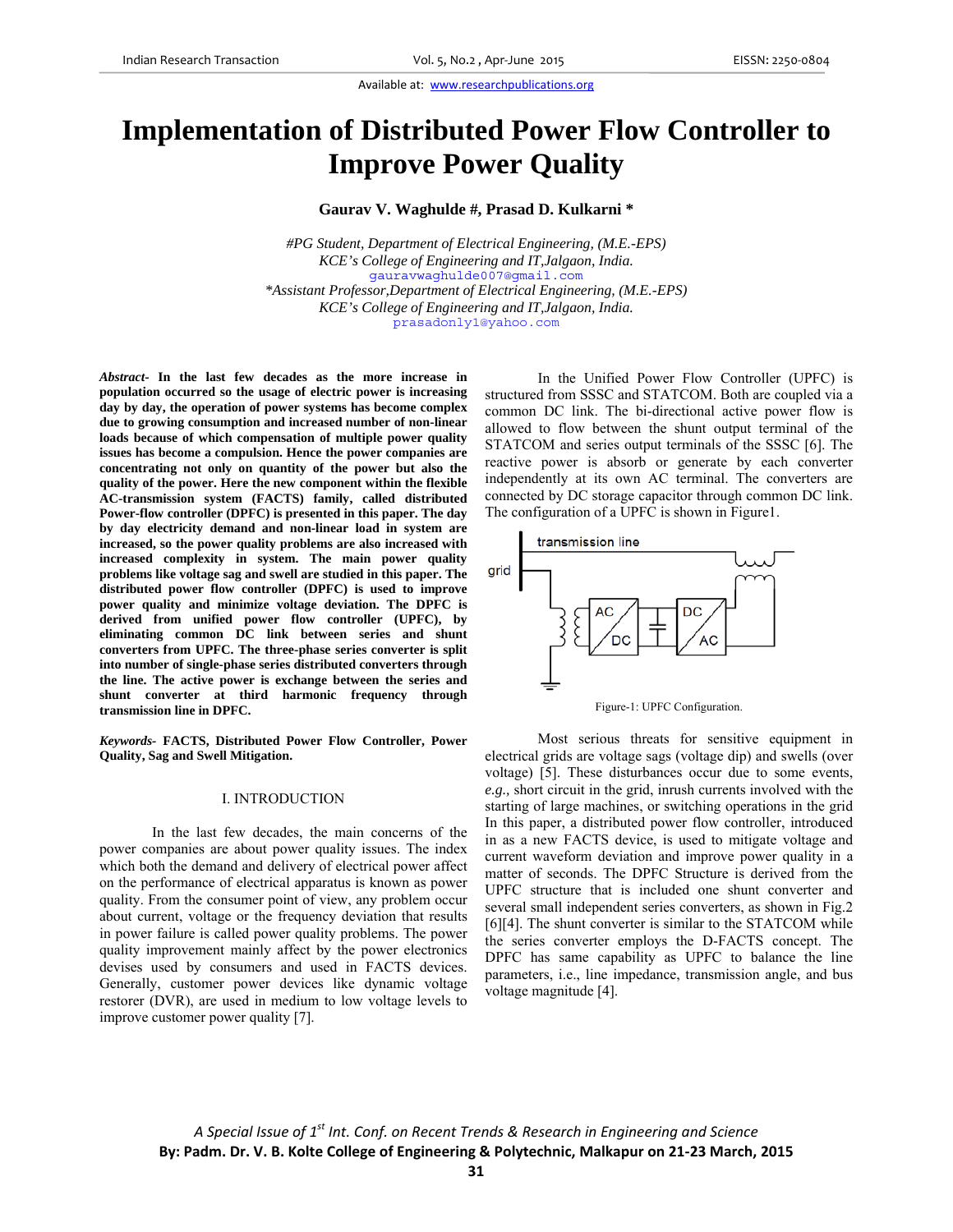Available at: www.researchpublications.org

# Implementation of Distributed Power Flow Controller to Improve Power Quality

**Gaurav V. Waghulde #, Prasad D. Kulkarni \***

*#PG Student, Department of Electrical Engineering, (M.E.-EPS)*
*KCE's College of Engineering and IT,Jalgaon, India.*
gauravwaghulde007@gmail.com
*\*Assistant Professor,Department of Electrical Engineering, (M.E.-EPS)*
*KCE's College of Engineering and IT,Jalgaon, India.*
prasadonly1@yahoo.com

***Abstract-*** **In the last few decades as the more increase in population occurred so the usage of electric power is increasing day by day, the operation of power systems has become complex due to growing consumption and increased number of non-linear loads because of which compensation of multiple power quality issues has become a compulsion. Hence the power companies are concentrating not only on quantity of the power but also the quality of the power. Here the new component within the flexible AC-transmission system (FACTS) family, called distributed Power-flow controller (DPFC) is presented in this paper. The day by day electricity demand and non-linear load in system are increased, so the power quality problems are also increased with increased complexity in system. The main power quality problems like voltage sag and swell are studied in this paper. The distributed power flow controller (DPFC) is used to improve power quality and minimize voltage deviation. The DPFC is derived from unified power flow controller (UPFC), by eliminating common DC link between series and shunt converters from UPFC. The three-phase series converter is split into number of single-phase series distributed converters through the line. The active power is exchange between the series and shunt converter at third harmonic frequency through transmission line in DPFC.**

***Keywords-*** **FACTS, Distributed Power Flow Controller, Power Quality, Sag and Swell Mitigation.**

## I. INTRODUCTION

In the last few decades, the main concerns of the power companies are about power quality issues. The index which both the demand and delivery of electrical power affect on the performance of electrical apparatus is known as power quality. From the consumer point of view, any problem occur about current, voltage or the frequency deviation that results in power failure is called power quality problems. The power quality improvement mainly affect by the power electronics devises used by consumers and used in FACTS devices. Generally, customer power devices like dynamic voltage restorer (DVR), are used in medium to low voltage levels to improve customer power quality [7].

In the Unified Power Flow Controller (UPFC) is structured from SSSC and STATCOM. Both are coupled via a common DC link. The bi-directional active power flow is allowed to flow between the shunt output terminal of the STATCOM and series output terminals of the SSSC [6]. The reactive power is absorb or generate by each converter independently at its own AC terminal. The converters are connected by DC storage capacitor through common DC link. The configuration of a UPFC is shown in Figure1.

Figure-1: UPFC Configuration.

Most serious threats for sensitive equipment in electrical grids are voltage sags (voltage dip) and swells (over voltage) [5]. These disturbances occur due to some events, *e.g.*, short circuit in the grid, inrush currents involved with the starting of large machines, or switching operations in the grid In this paper, a distributed power flow controller, introduced in as a new FACTS device, is used to mitigate voltage and current waveform and improve power quality in a matter of seconds. The DPFC Structure is derived from the UPFC structure that is included one shunt converter and several small independent series converters, as shown in Fig.2 [6][4]. The shunt converter is similar to the STATCOM while the series converter employs the D-FACTS concept. The DPFC has same capability as UPFC to balance the line parameters, i.e., line impedance, transmission angle, and bus voltage magnitude [4].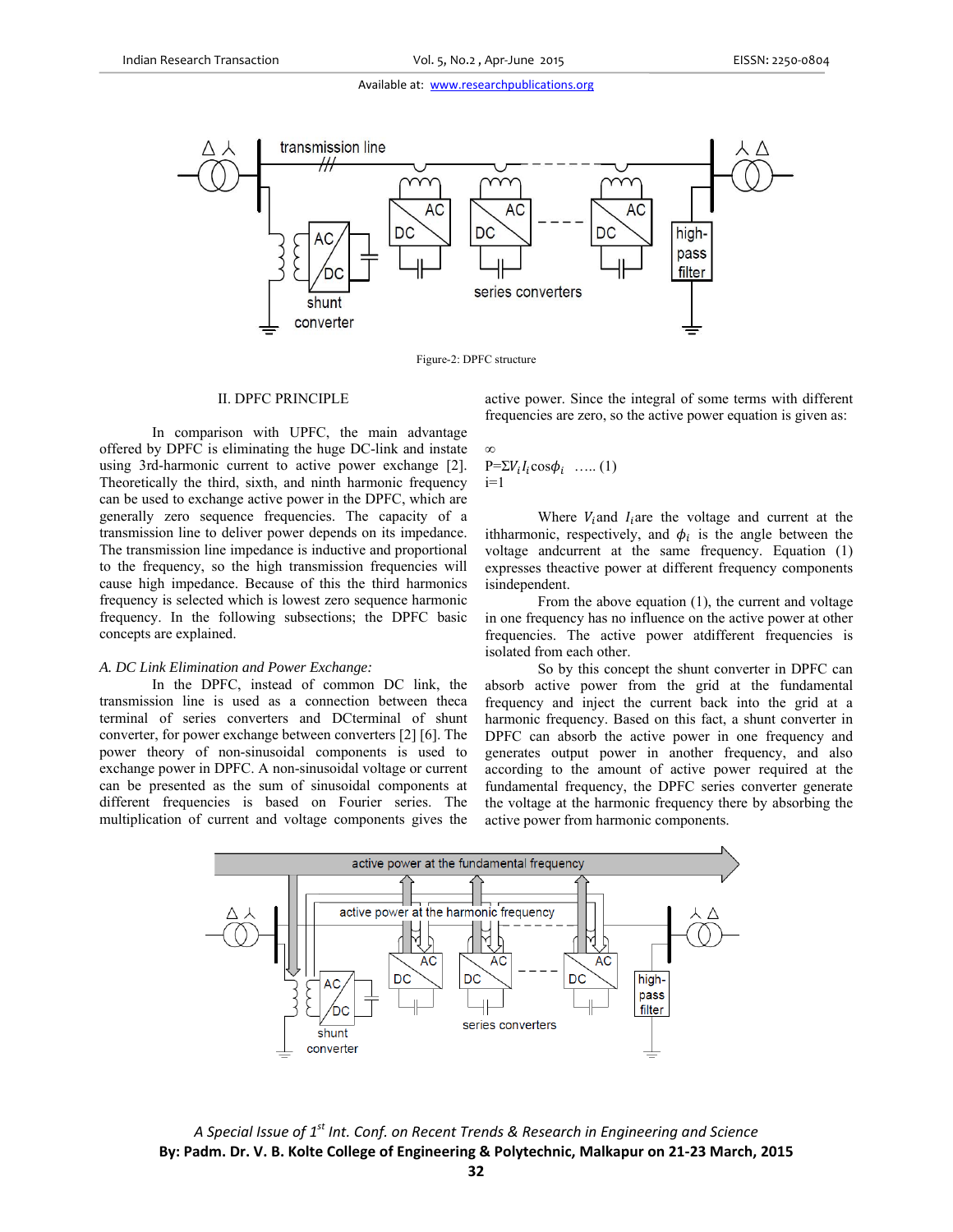Figure-2: DPFC structure

## II. DPFC PRINCIPLE

In comparison with UPFC, the main advantage offered by DPFC is eliminating the huge DC-link and instate using 3rd-harmonic current to active power exchange [2]. Theoretically the third, sixth, and ninth harmonic frequency can be used to exchange active power in the DPFC, which are generally zero sequence frequencies. The capacity of a transmission line to deliver power depends on its impedance. The transmission line impedance is inductive and proportional to the frequency, so the high transmission frequencies will cause high impedance. Because of this the third harmonics frequency is selected which is lowest zero sequence harmonic frequency. In the following subsections; the DPFC basic concepts are explained.

### *A. DC Link Elimination and Power Exchange:*

In the DPFC, instead of common DC link, the transmission line is used as a connection between theca terminal of series converters and DCterminal of shunt converter, for power exchange between converters [2] [6]. The power theory of non-sinusoidal components is used to exchange power in DPFC. A non-sinusoidal voltage or current can be presented as the sum of sinusoidal components at different frequencies is based on Fourier series. The multiplication of current and voltage components gives the active power. Since the integral of some terms with different frequencies are zero, so the active power equation is given as:

$$P=\sum_{i=1}^{\infty} V_i I_i \cos\phi_i \quad \ldots\ldots (1)$$

Where $V_i$and $I_i$are the voltage and current at the ithharmonic, respectively, and $\phi_i$ is the angle between the voltage andcurrent at the same frequency. Equation (1) expresses theactive power at different frequency components isindependent.

From the above equation (1), the current and voltage in one frequency has no influence on the active power at other frequencies. The active power atdifferent frequencies is isolated from each other.

So by this concept the shunt converter in DPFC can absorb active power from the grid at the fundamental frequency and inject the current back into the grid at a harmonic frequency. Based on this fact, a shunt converter in DPFC can absorb the active power in one frequency and generates output power in another frequency, and also according to the amount of active power required at the fundamental frequency, the DPFC series converters generate the voltage at the harmonic frequency there by absorbing the active power from harmonic components.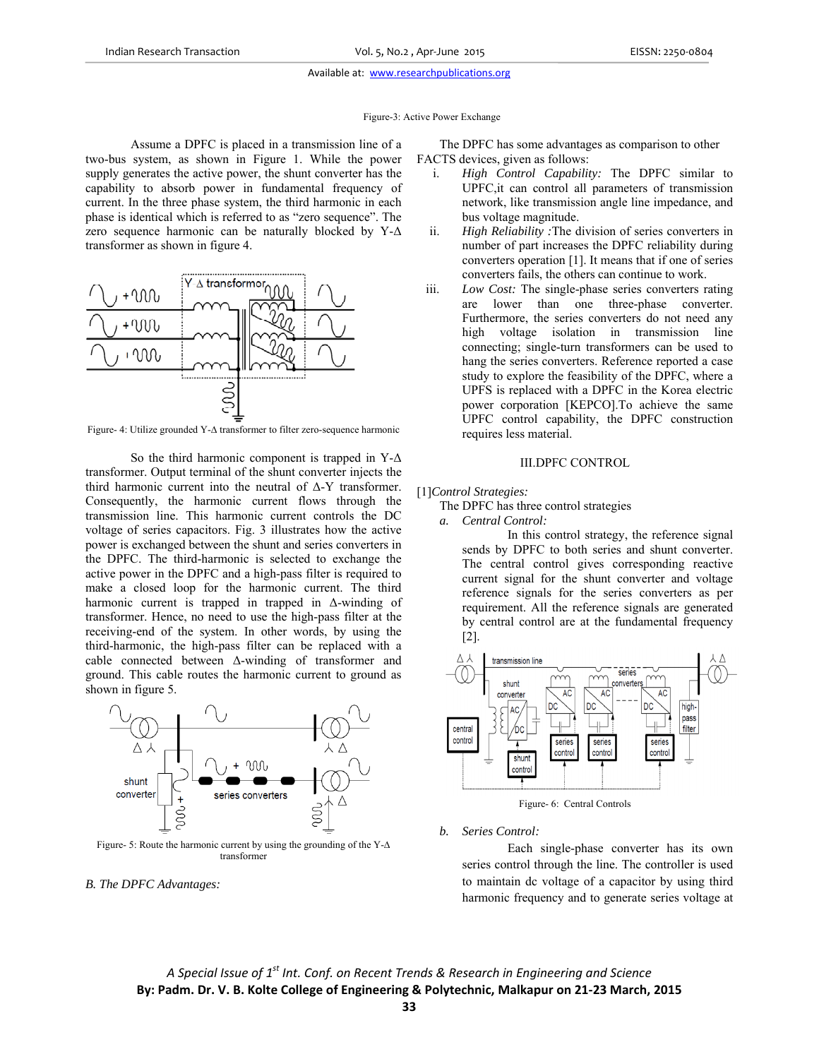Figure-3: Active Power Exchange

Assume a DPFC is placed in a transmission line of a two-bus system, as shown in Figure 1. While the power supply generates the active power, the shunt converter has the capability to absorb power in fundamental frequency of current. In the three phase system, the third harmonic in each phase is identical which is referred to as "zero sequence". The zero sequence harmonic can be naturally blocked by Y-Δ transformer as shown in figure 4.

Figure- 4: Utilize grounded Y-Δ transformer to filter zero-sequence harmonic

So the third harmonic component is trapped in Y-Δ transformer. Output terminal of the shunt converter injects the third harmonic current into the neutral of Δ-Y transformer. Consequently, the harmonic current flows through the transmission line. This harmonic current controls the DC voltage of series capacitors. Fig. 3 illustrates how the active power is exchanged between the shunt and series converters in the DPFC. The third-harmonic is selected to exchange the active power in the DPFC and a high-pass filter is required to make a closed loop for the harmonic current. The third harmonic current is trapped in trapped in Δ-winding of transformer. Hence, no need to use the high-pass filter at the receiving-end of the system. In other words, by using the third-harmonic, the high-pass filter can be replaced with a cable connected between Δ-winding of transformer and ground. This cable routes the harmonic current to ground as shown in figure 5.

Figure- 5: Route the harmonic current by using the grounding of the Y-Δ transformer

*B. The DPFC Advantages:*

The DPFC has some advantages as comparison to other FACTS devices, given as follows:

i. *High Control Capability:* The DPFC similar to UPFC,it can control all parameters of transmission network, like transmission angle line impedance, and bus voltage magnitude.
ii. *High Reliability :*The division of series converters in number of part increases the DPFC reliability during converters operation [1]. It means that if one of series converters fails, the others can continue to work.
iii. *Low Cost:* The single-phase series converters rating are lower than one three-phase converter. Furthermore, the series converters do not need any high voltage isolation in transmission line connecting; single-turn transformers can be used to hang the series converters. Reference reported a case study to explore the feasibility of the DPFC, where a UPFS is replaced with a DPFC in the Korea electric power corporation [KEPCO].To achieve the same UPFC control capability, the DPFC construction requires less material.

## III.DPFC CONTROL

[1]*Control Strategies:*

The DPFC has three control strategies

*a. Central Control:*

In this control strategy, the reference signal sends by DPFC to both series and shunt converter. The central control gives corresponding reactive current signal for the shunt converter and voltage reference signals for the series converters as per requirement. All the reference signals are generated by central control are at the fundamental frequency [2].

Figure- 6: Central Controls

*b. Series Control:*

Each single-phase converter has its own series control through the line. The controller is used to maintain dc voltage of a capacitor by using third harmonic frequency and to generate series voltage at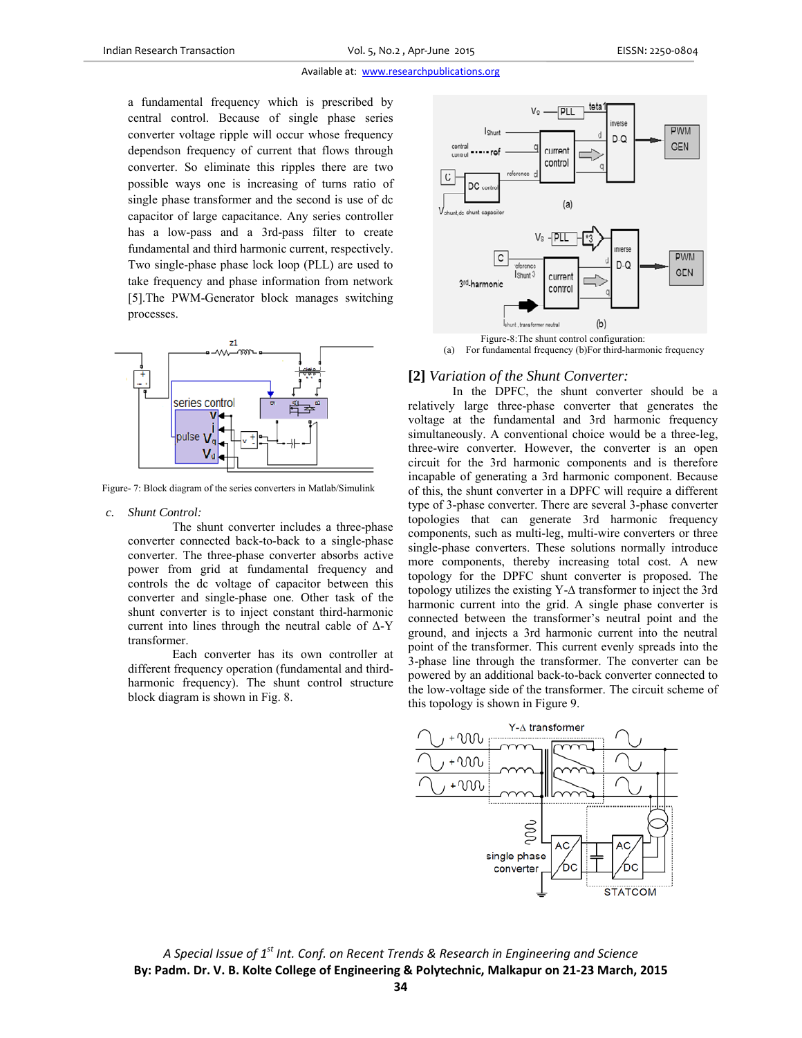a fundamental frequency which is prescribed by central control. Because of single phase series converter voltage ripple will occur whose frequency dependson frequency of current that flows through converter. So eliminate this ripples there are two possible ways one is increasing of turns ratio of single phase transformer and the second is use of dc capacitor of large capacitance. Any series controller has a low-pass and a 3rd-pass filter to create fundamental and third harmonic current, respectively. Two single-phase phase lock loop (PLL) are used to take frequency and phase information from network [5].The PWM-Generator block manages switching processes.

Figure- 7: Block diagram of the series converters in Matlab/Simulink

*c. Shunt Control:*

The shunt converter includes a three-phase converter connected back-to-back to a single-phase converter. The three-phase converter absorbs active power from grid at fundamental frequency and controls the dc voltage of capacitor between this converter and single-phase one. Other task of the shunt converter is to inject constant third-harmonic current into lines through the neutral cable of Δ-Y transformer.

Each converter has its own controller at different frequency operation (fundamental and third-harmonic frequency). The shunt control structure block diagram is shown in Fig. 8.

Figure-8:The shunt control configuration:
(a) For fundamental frequency (b)For third-harmonic frequency

## [2] *Variation of the Shunt Converter:*

In the DPFC, the shunt converter should be a relatively large three-phase converter that generates the voltage at the fundamental and 3rd harmonic frequency simultaneously. A conventional choice would be a three-leg, three-wire converter. However, the converter is an open circuit for the 3rd harmonic components and is therefore incapable of generating a 3rd harmonic component. Because of this, the shunt converter in a DPFC will require a different type of 3-phase converter. There are several 3-phase converter topologies that can generate 3rd harmonic frequency components, such as multi-leg, multi-wire converters or three single-phase converters. These solutions normally introduce more components, thereby increasing total cost. A new topology for the DPFC shunt converter is proposed. The topology utilizes the existing Y-Δ transformer to inject the 3rd harmonic current into the grid. A single phase converter is connected between the transformer's neutral point and the ground, and injects a 3rd harmonic current into the neutral point of the transformer. This current evenly spreads into the 3-phase line through the transformer. The converter can be powered by an additional back-to-back converter connected to the low-voltage side of the transformer. The circuit scheme of this topology is shown in Figure 9.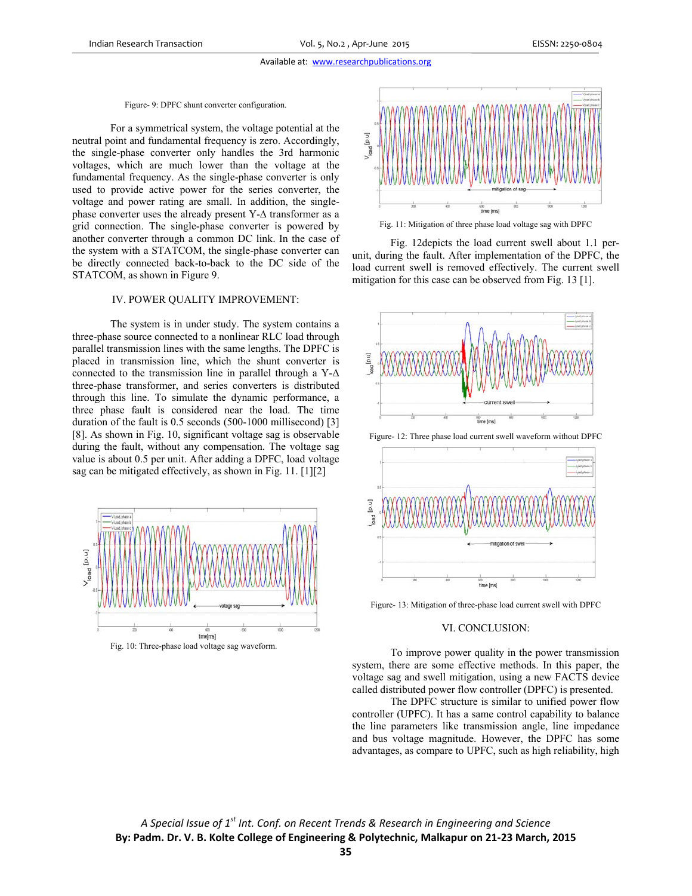Figure- 9: DPFC shunt converter configuration.

For a symmetrical system, the voltage potential at the neutral point and fundamental frequency is zero. Accordingly, the single-phase converter only handles the 3rd harmonic voltages, which are much lower than the voltage at the fundamental frequency. As the single-phase converter is only used to provide active power for the series converter, the voltage and power rating are small. In addition, the single-phase converter uses the already present Y-Δ transformer as a grid connection. The single-phase converter is powered by another converter through a common DC link. In the case of the system with a STATCOM, the single-phase converter can be directly connected back-to-back to the DC side of the STATCOM, as shown in Figure 9.

## IV. POWER QUALITY IMPROVEMENT:

The system is in under study. The system contains a three-phase source connected to a nonlinear RLC load through parallel transmission lines with the same lengths. The DPFC is placed in transmission line, which the shunt converter is connected to the transmission line in parallel through a Y-Δ three-phase transformer, and series converters is distributed through this line. To simulate the dynamic performance, a three phase fault is considered near the load. The time duration of the fault is 0.5 seconds (500-1000 millisecond) [3] [8]. As shown in Fig. 10, significant voltage sag is observable during the fault, without any compensation. The voltage sag value is about 0.5 per unit. After adding a DPFC, load voltage sag can be mitigated effectively, as shown in Fig. 11. [1][2]

Fig. 10: Three-phase load voltage sag waveform.

Fig. 11: Mitigation of three phase load voltage sag with DPFC

Fig. 12depicts the load current swell about 1.1 per-unit, during the fault. After implementation of the DPFC, the load current swell is removed effectively. The current swell mitigation for this case can be observed from Fig. 13 [1].

Figure- 12: Three phase load current swell waveform without DPFC

Figure- 13: Mitigation of three-phase load current swell with DPFC

## VI. CONCLUSION:

To improve power quality in the power transmission system, there are some effective methods. In this paper, the voltage sag and swell mitigation, using a new FACTS device called distributed power flow controller (DPFC) is presented.

The DPFC structure is similar to unified power flow controller (UPFC). It has a same control capability to balance the line parameters like transmission angle, line impedance and bus voltage magnitude. However, the DPFC has some advantages, as compare to UPFC, such as high reliability, high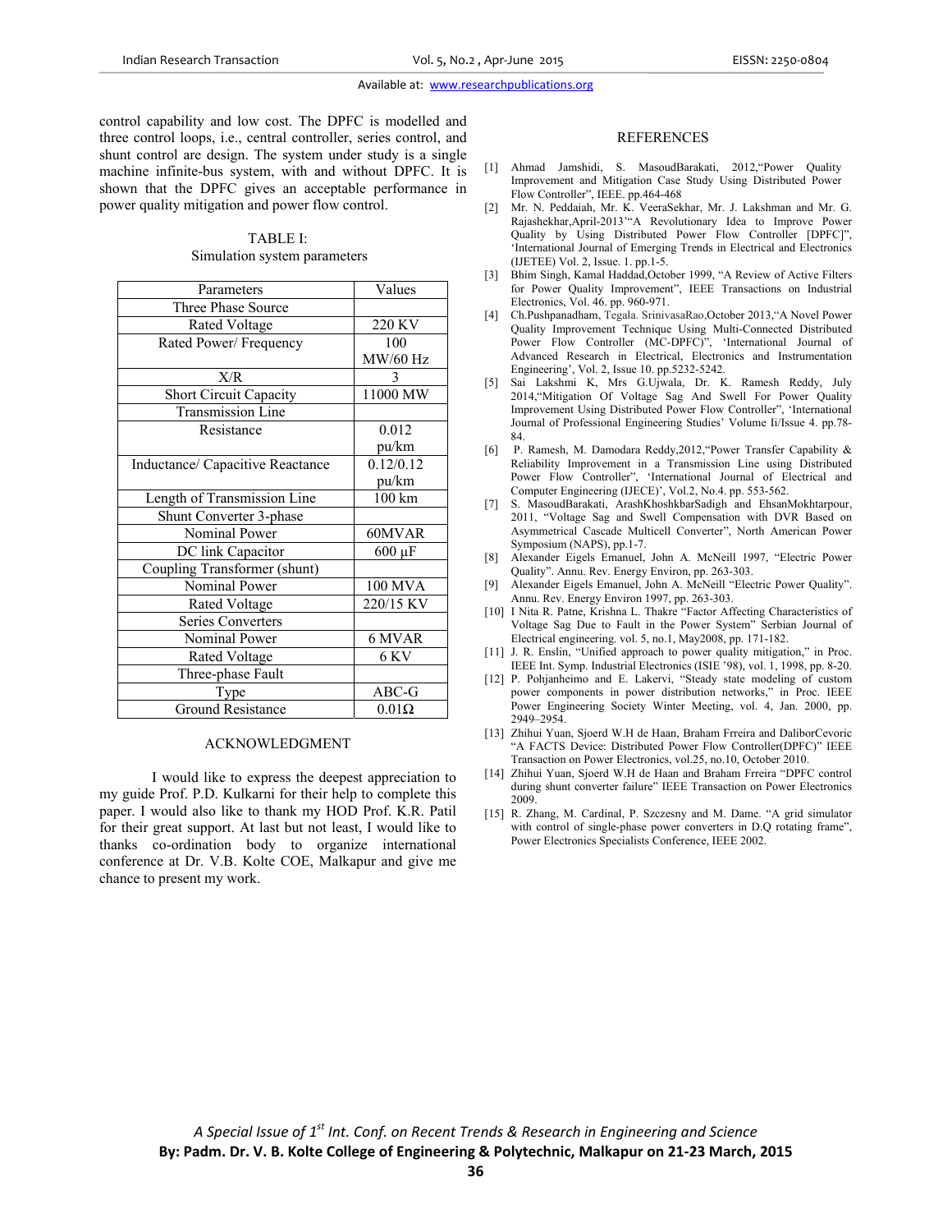control capability and low cost. The DPFC is modelled and three control loops, i.e., central controller, series control, and shunt control are design. The system under study is a single machine infinite-bus system, with and without DPFC. It is shown that the DPFC gives an acceptable performance in power quality mitigation and power flow control.

TABLE I:
Simulation system parameters

| Parameters | Values |
|---|---|
| Three Phase Source | |
| Rated Voltage | 220 KV |
| Rated Power/ Frequency | 100 MW/60 Hz |
| X/R | 3 |
| Short Circuit Capacity | 11000 MW |
| Transmission Line | |
| Resistance | 0.012 pu/km |
| Inductance/ Capacitive Reactance | 0.12/0.12 pu/km |
| Length of Transmission Line | 100 km |
| Shunt Converter 3-phase | |
| Nominal Power | 60MVAR |
| DC link Capacitor | 600 µF |
| Coupling Transformer (shunt) | |
| Nominal Power | 100 MVA |
| Rated Voltage | 220/15 KV |
| Series Converters | |
| Nominal Power | 6 MVAR |
| Rated Voltage | 6 KV |
| Three-phase Fault | |
| Type | ABC-G |
| Ground Resistance | 0.01Ω |

## ACKNOWLEDGMENT

I would like to express the deepest appreciation to my guide Prof. P.D. Kulkarni for their help to complete this paper. I would also like to thank my HOD Prof. K.R. Patil for their great support. At last but not least, I would like to thanks co-ordination body to organize international conference at Dr. V.B. Kolte COE, Malkapur and give me chance to present my work.

## REFERENCES

[1] Ahmad Jamshidi, S. MasoudBarakati, 2012,"Power Quality Improvement and Mitigation Case Study Using Distributed Power Flow Controller", IEEE. pp.464-468

[2] Mr. N. Peddaiah, Mr. K. VeeraSekhar, Mr. J. Lakshman and Mr. G. Rajashekhar,April-2013'"A Revolutionary Idea to Improve Power Quality by Using Distributed Power Flow Controller [DPFC]", 'International Journal of Emerging Trends in Electrical and Electronics (IJETEE) Vol. 2, Issue. 1. pp.1-5.

[3] Bhim Singh, Kamal Haddad,October 1999, "A Review of Active Filters for Power Quality Improvement", IEEE Transactions on Industrial Electronics, Vol. 46. pp. 960-971.

[4] Ch.Pushpanadham, Tegala. SrinivasaRao,October 2013,"A Novel Power Quality Improvement Technique Using Multi-Connected Distributed Power Flow Controller (MC-DPFC)", 'International Journal of Advanced Research in Electrical, Electronics and Instrumentation Engineering', Vol. 2, Issue 10. pp.5232-5242.

[5] Sai Lakshmi K, Mrs G.Ujwala, Dr. K. Ramesh Reddy, July 2014,"Mitigation Of Voltage Sag And Swell For Power Quality Improvement Using Distributed Power Flow Controller", 'International Journal of Professional Engineering Studies' Volume Ii/Issue 4. pp.78-84.

[6] P. Ramesh, M. Damodara Reddy,2012,"Power Transfer Capability & Reliability Improvement in a Transmission Line using Distributed Power Flow Controller", 'International Journal of Electrical and Computer Engineering (IJECE)', Vol.2, No.4. pp. 553-562.

[7] S. MasoudBarakati, ArashKhoshkbarSadigh and EhsanMokhtarpour, 2011, "Voltage Sag and Swell Compensation with DVR Based on Asymmetrical Cascade Multicell Converter", North American Power Symposium (NAPS), pp.1-7.

[8] Alexander Eigels Emanuel, John A. McNeill 1997, "Electric Power Quality". Annu. Rev. Energy Environ, pp. 263-303.

[9] Alexander Eigels Emanuel, John A. McNeill "Electric Power Quality". Annu. Rev. Energy Environ 1997, pp. 263-303.

[10] I Nita R. Patne, Krishna L. Thakre "Factor Affecting Characteristics of Voltage Sag Due to Fault in the Power System" Serbian Journal of Electrical engineering. vol. 5, no.1, May2008, pp. 171-182.

[11] J. R. Enslin, "Unified approach to power quality mitigation," in Proc. IEEE Int. Symp. Industrial Electronics (ISIE '98), vol. 1, 1998, pp. 8-20.

[12] P. Pohjanheimo and E. Lakervi, "Steady state modeling of custom power components in power distribution networks," in Proc. IEEE Power Engineering Society Winter Meeting, vol. 4, Jan. 2000, pp. 2949–2954.

[13] Zhihui Yuan, Sjoerd W.H de Haan, Braham Frreira and DaliborCevoric "A FACTS Device: Distributed Power Flow Controller(DPFC)" IEEE Transaction on Power Electronics, vol.25, no.10, October 2010.

[14] Zhihui Yuan, Sjoerd W.H de Haan and Braham Frreira "DPFC control during shunt converter failure" IEEE Transaction on Power Electronics 2009.

[15] R. Zhang, M. Cardinal, P. Szczesny and M. Dame. "A grid simulator with control of single-phase power converters in D.Q rotating frame", Power Electronics Specialists Conference, IEEE 2002.